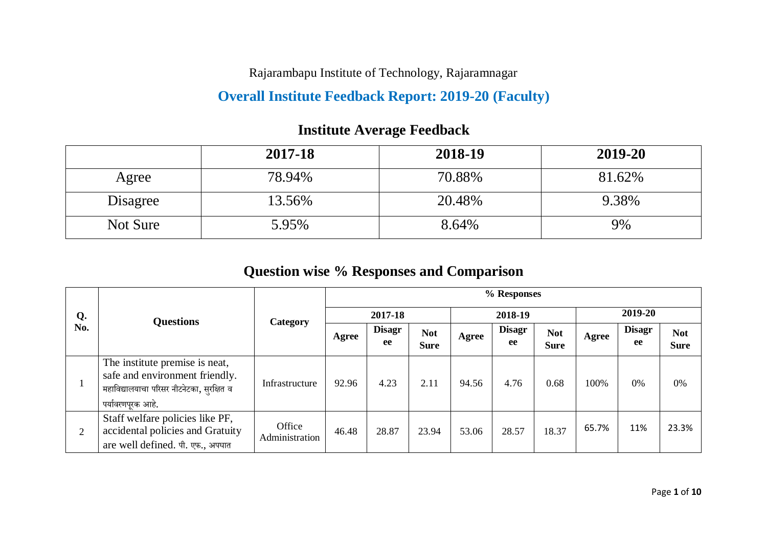Rajarambapu Institute of Technology, Rajaramnagar

# Overall Institute Feedback Report: 2019-20 (Faculty)

## Institute Average Feedback

| | 2017-18 | 2018-19 | 2019-20 |
|---|---|---|---|
| Agree | 78.94% | 70.88% | 81.62% |
| Disagree | 13.56% | 20.48% | 9.38% |
| Not Sure | 5.95% | 8.64% | 9% |

## Question wise % Responses and Comparison

| Q. No. | Questions | Category | % Responses | | | | | | | | |
|---|---|---|---|---|---|---|---|---|---|---|---|
| | | | 2017-18 | | | 2018-19 | | | 2019-20 | | |
| | | | Agree | Disagree | Not Sure | Agree | Disagree | Not Sure | Agree | Disagree | Not Sure |
| 1 | The institute premise is neat, safe and environment friendly. महाविद्यालयाचा परिसर नीटनेटका, सुरक्षित व पर्यावरणपूरक आहे. | Infrastructure | 92.96 | 4.23 | 2.11 | 94.56 | 4.76 | 0.68 | 100% | 0% | 0% |
| 2 | Staff welfare policies like PF, accidental policies and Gratuity are well defined. पी. एफ., अपघात | Office Administration | 46.48 | 28.87 | 23.94 | 53.06 | 28.57 | 18.37 | 65.7% | 11% | 23.3% |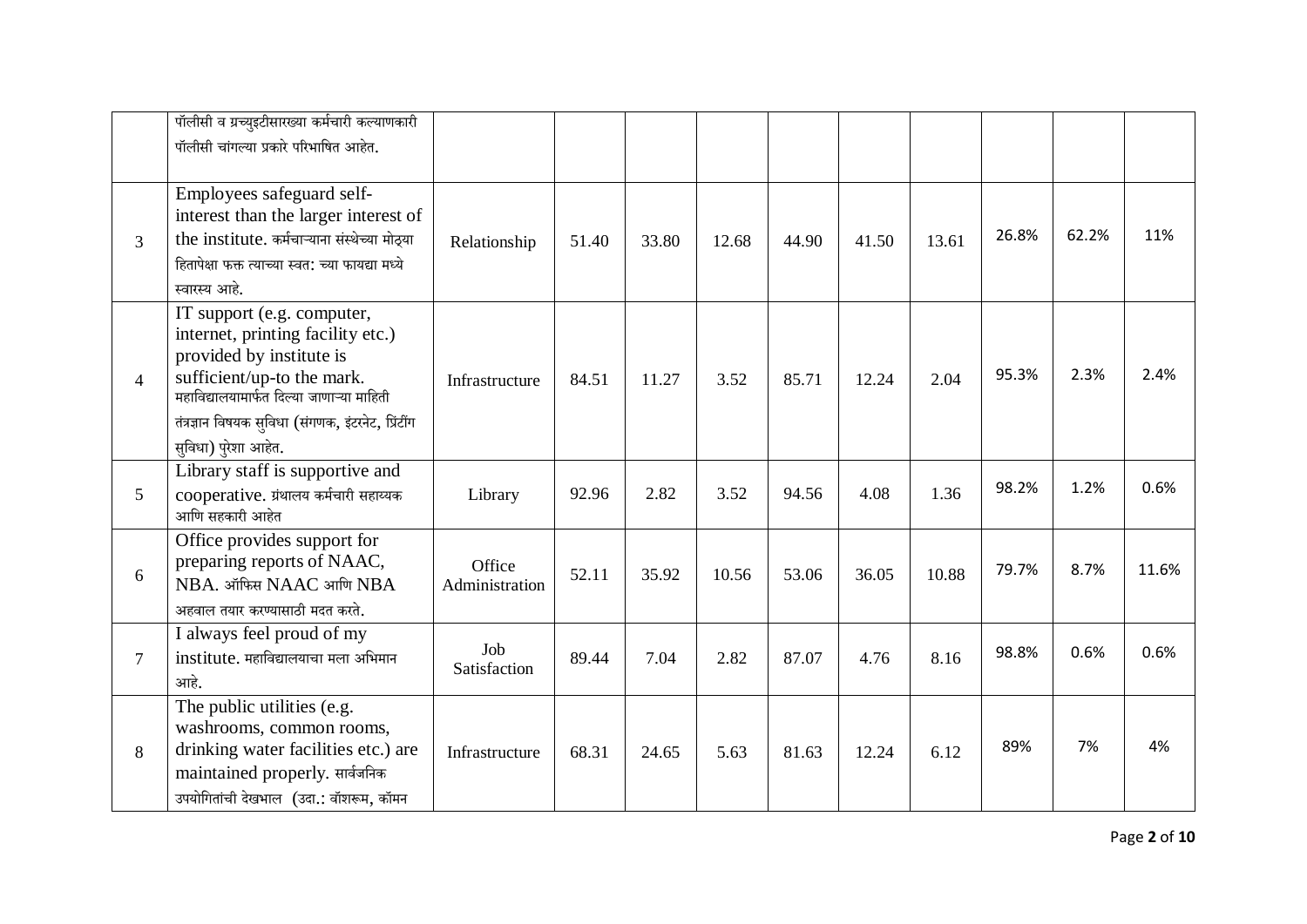| | | | | | | | | | | | |
|---|---|---|---|---|---|---|---|---|---|---|---|
| | पॉलीसी व ग्रच्युइटीसारख्या कर्मचारी कल्याणकारी पॉलीसी चांगल्या प्रकारे परिभाषित आहेत. | | | | | | | | | | |
| 3 | Employees safeguard self-interest than the larger interest of the institute. कर्मचाऱ्याना संस्थेच्या मोठ्या हितापेक्षा फक्त त्याच्या स्वत: च्या फायद्या मध्ये स्वारस्य आहे. | Relationship | 51.40 | 33.80 | 12.68 | 44.90 | 41.50 | 13.61 | 26.8% | 62.2% | 11% |
| 4 | IT support (e.g. computer, internet, printing facility etc.) provided by institute is sufficient/up-to the mark. महाविद्यालयामार्फत दिल्या जाणाऱ्या माहिती तंत्रज्ञान विषयक सुविधा (संगणक, इंटरनेट, प्रिंटींग सुविधा) पुरेशा आहेत. | Infrastructure | 84.51 | 11.27 | 3.52 | 85.71 | 12.24 | 2.04 | 95.3% | 2.3% | 2.4% |
| 5 | Library staff is supportive and cooperative. ग्रंथालय कर्मचारी सहाय्यक आणि सहकारी आहेत | Library | 92.96 | 2.82 | 3.52 | 94.56 | 4.08 | 1.36 | 98.2% | 1.2% | 0.6% |
| 6 | Office provides support for preparing reports of NAAC, NBA. ऑफिस NAAC आणि NBA अहवाल तयार करण्यासाठी मदत करते. | Office Administration | 52.11 | 35.92 | 10.56 | 53.06 | 36.05 | 10.88 | 79.7% | 8.7% | 11.6% |
| 7 | I always feel proud of my institute. महाविद्यालयाचा मला अभिमान आहे. | Job Satisfaction | 89.44 | 7.04 | 2.82 | 87.07 | 4.76 | 8.16 | 98.8% | 0.6% | 0.6% |
| 8 | The public utilities (e.g. washrooms, common rooms, drinking water facilities etc.) are maintained properly. सार्वजनिक उपयोगितांची देखभाल (उदा.: वॉशरूम, कॉमन | Infrastructure | 68.31 | 24.65 | 5.63 | 81.63 | 12.24 | 6.12 | 89% | 7% | 4% |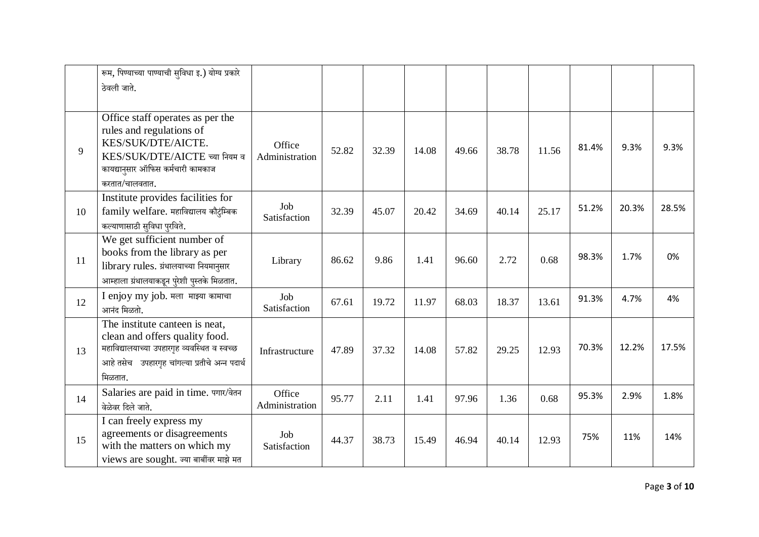|  |  |  |  |  |  |  |  |  |  |  |  |
|---|---|---|---|---|---|---|---|---|---|---|---|
|  | रूम, पिण्याच्या पाण्याची सुविधा इ.) योग्य प्रकारे ठेवली जाते. |  |  |  |  |  |  |  |  |  |  |
| 9 | Office staff operates as per the rules and regulations of KES/SUK/DTE/AICTE. KES/SUK/DTE/AICTE च्या नियम व कायद्यानुसार ऑफिस कर्मचारी कामकाज करतात/चालवतात. | Office Administration | 52.82 | 32.39 | 14.08 | 49.66 | 38.78 | 11.56 | 81.4% | 9.3% | 9.3% |
| 10 | Institute provides facilities for family welfare. महाविद्यालय कौटुम्बिक कल्याणासाठी सुविधा पुरविते. | Job Satisfaction | 32.39 | 45.07 | 20.42 | 34.69 | 40.14 | 25.17 | 51.2% | 20.3% | 28.5% |
| 11 | We get sufficient number of books from the library as per library rules. ग्रंथालयाच्या नियमानुसार आम्हाला ग्रंथालयाकडून पुरेशी पुस्तके मिळतात. | Library | 86.62 | 9.86 | 1.41 | 96.60 | 2.72 | 0.68 | 98.3% | 1.7% | 0% |
| 12 | I enjoy my job. मला माझ्या कामाचा आनंद मिळतो. | Job Satisfaction | 67.61 | 19.72 | 11.97 | 68.03 | 18.37 | 13.61 | 91.3% | 4.7% | 4% |
| 13 | The institute canteen is neat, clean and offers quality food. महाविद्यालयाच्या उपहारगृह व्यवस्थित व स्वच्छ आहे तसेच उपहारगृह चांगल्या प्रतीचे अन्न पदार्थ मिळतात. | Infrastructure | 47.89 | 37.32 | 14.08 | 57.82 | 29.25 | 12.93 | 70.3% | 12.2% | 17.5% |
| 14 | Salaries are paid in time. पगार/वेतन वेळेवर दिले जाते. | Office Administration | 95.77 | 2.11 | 1.41 | 97.96 | 1.36 | 0.68 | 95.3% | 2.9% | 1.8% |
| 15 | I can freely express my agreements or disagreements with the matters on which my views are sought. ज्या बाबींवर माझे मत | Job Satisfaction | 44.37 | 38.73 | 15.49 | 46.94 | 40.14 | 12.93 | 75% | 11% | 14% |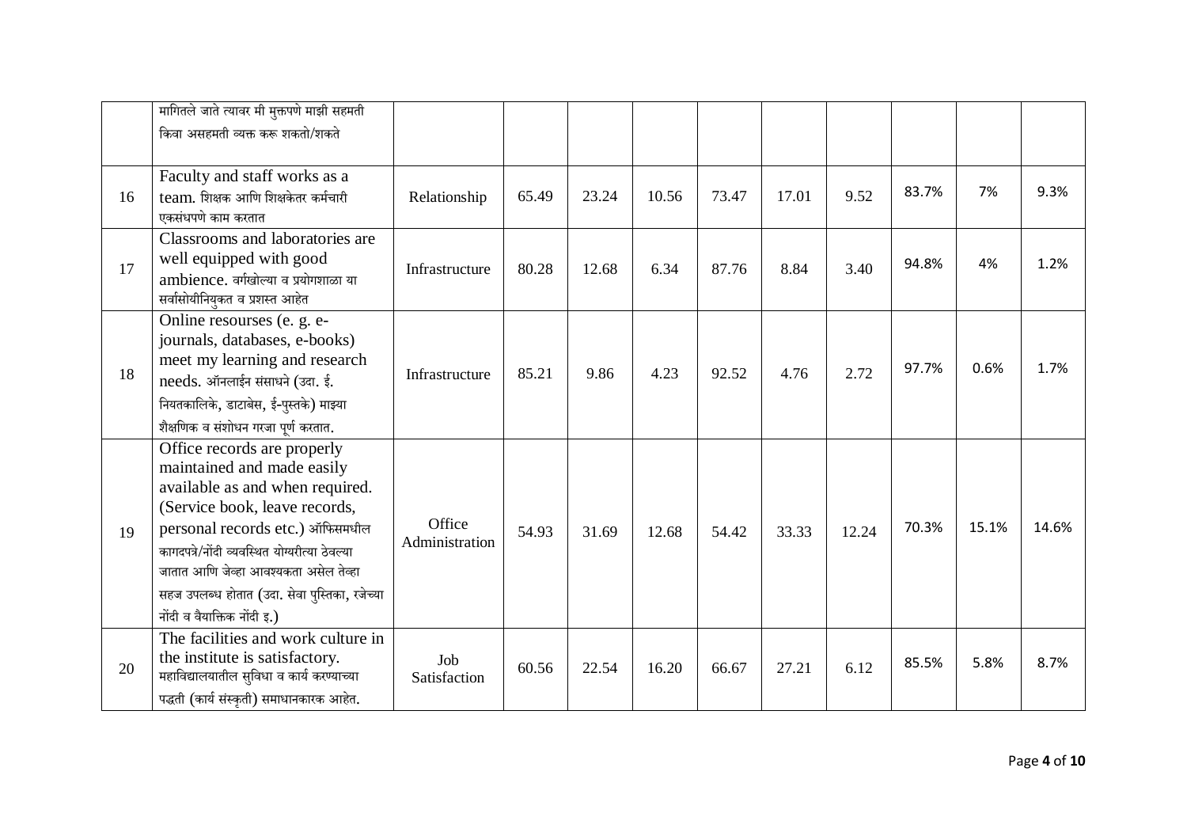|  |  |  |  |  |  |  |  |  |  |  |  |
|---|---|---|---|---|---|---|---|---|---|---|---|
|  | मागितले जाते त्यावर मी मुक्तपणे माझी सहमती किवा असहमती व्यक्त करू शकतो/शकते |  |  |  |  |  |  |  |  |  |  |
| 16 | Faculty and staff works as a team. शिक्षक आणि शिक्षकेतर कर्मचारी एकसंधपणे काम करतात | Relationship | 65.49 | 23.24 | 10.56 | 73.47 | 17.01 | 9.52 | 83.7% | 7% | 9.3% |
| 17 | Classrooms and laboratories are well equipped with good ambience. वर्गखोल्या व प्रयोगशाळा या सर्वासोयीनियुकत व प्रशस्त आहेत | Infrastructure | 80.28 | 12.68 | 6.34 | 87.76 | 8.84 | 3.40 | 94.8% | 4% | 1.2% |
| 18 | Online resourses (e. g. e-journals, databases, e-books) meet my learning and research needs. ऑनलाईन संसाधने (उदा. ई. नियतकालिके, डाटाबेस, ई-पुस्तके) माझ्या शैक्षणिक व संशोधन गरजा पूर्ण करतात. | Infrastructure | 85.21 | 9.86 | 4.23 | 92.52 | 4.76 | 2.72 | 97.7% | 0.6% | 1.7% |
| 19 | Office records are properly maintained and made easily available as and when required. (Service book, leave records, personal records etc.) ऑफिसमधील कागदपत्रे/नोंदी व्यवस्थित योग्यरीत्या ठेवल्या जातात आणि जेव्हा आवश्यकता असेल तेव्हा सहज उपलब्ध होतात (उदा. सेवा पुस्तिका, रजेच्या नोंदी व वैयात्तिक नोंदी इ.) | Office Administration | 54.93 | 31.69 | 12.68 | 54.42 | 33.33 | 12.24 | 70.3% | 15.1% | 14.6% |
| 20 | The facilities and work culture in the institute is satisfactory. महाविद्यालयातील सुविधा व कार्य करण्याच्या पद्धती (कार्य संस्कृती) समाधानकारक आहेत. | Job Satisfaction | 60.56 | 22.54 | 16.20 | 66.67 | 27.21 | 6.12 | 85.5% | 5.8% | 8.7% |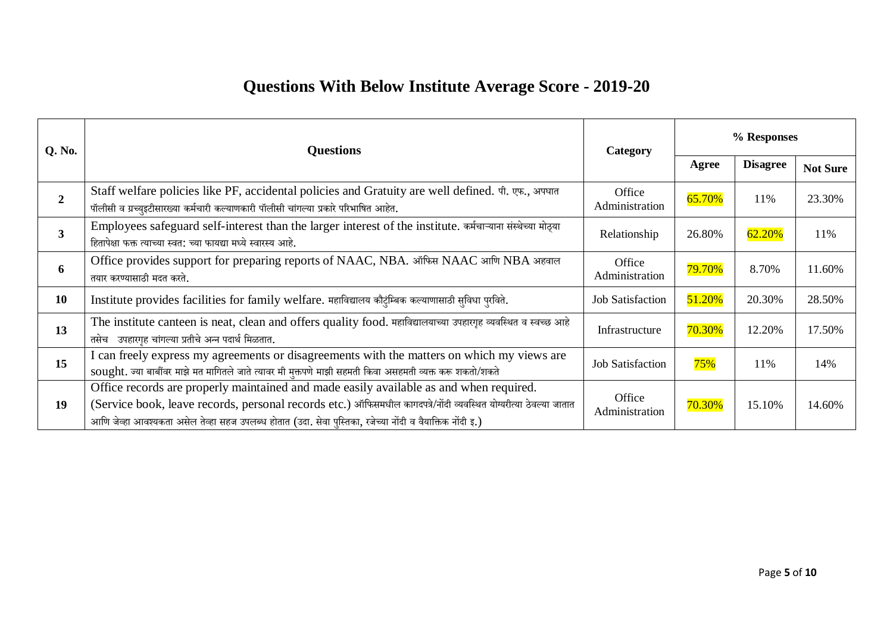# Questions With Below Institute Average Score - 2019-20

| Q. No. | Questions | Category | % Responses | | |
|---|---|---|---|---|---|
| | | | Agree | Disagree | Not Sure |
| 2 | Staff welfare policies like PF, accidental policies and Gratuity are well defined. पी. एफ., अपघात पॉलीसी व ग्रच्युइटीसारख्या कर्मचारी कल्याणकारी पॉलीसी चांगल्या प्रकारे परिभाषित आहेत. | Office Administration | 65.70% | 11% | 23.30% |
| 3 | Employees safeguard self-interest than the larger interest of the institute. कर्मचाऱ्याना संस्थेच्या मोठ्या हितापेक्षा फक्त त्याच्या स्वत: च्या फायद्या मध्ये स्वारस्य आहे. | Relationship | 26.80% | 62.20% | 11% |
| 6 | Office provides support for preparing reports of NAAC, NBA. ऑफिस NAAC आणि NBA अहवाल तयार करण्यासाठी मदत करते. | Office Administration | 79.70% | 8.70% | 11.60% |
| 10 | Institute provides facilities for family welfare. महाविद्यालय कौटुंम्बिक कल्याणासाठी सुविधा पुरविते. | Job Satisfaction | 51.20% | 20.30% | 28.50% |
| 13 | The institute canteen is neat, clean and offers quality food. महाविद्यालयाच्या उपहारगृह व्यवस्थित व स्वच्छ आहे तसेच उपहारगृह चांगल्या प्रतीचे अन्न पदार्थ मिळतात. | Infrastructure | 70.30% | 12.20% | 17.50% |
| 15 | I can freely express my agreements or disagreements with the matters on which my views are sought. ज्या बाबींवर माझे मत मागितले जाते त्यावर मी मुक्तपणे माझी सहमती किवा असहमती व्यक्त करू शकतो/शकते | Job Satisfaction | 75% | 11% | 14% |
| 19 | Office records are properly maintained and made easily available as and when required. (Service book, leave records, personal records etc.) ऑफिसमधील कागदपत्रे/नोंदी व्यवस्थित योग्यरीत्या ठेवल्या जातात आणि जेव्हा आवश्यकता असेल तेव्हा सहज उपलब्ध होतात (उदा. सेवा पुस्तिका, रजेच्या नोंदी व वैयाक्तिक नोंदी इ.) | Office Administration | 70.30% | 15.10% | 14.60% |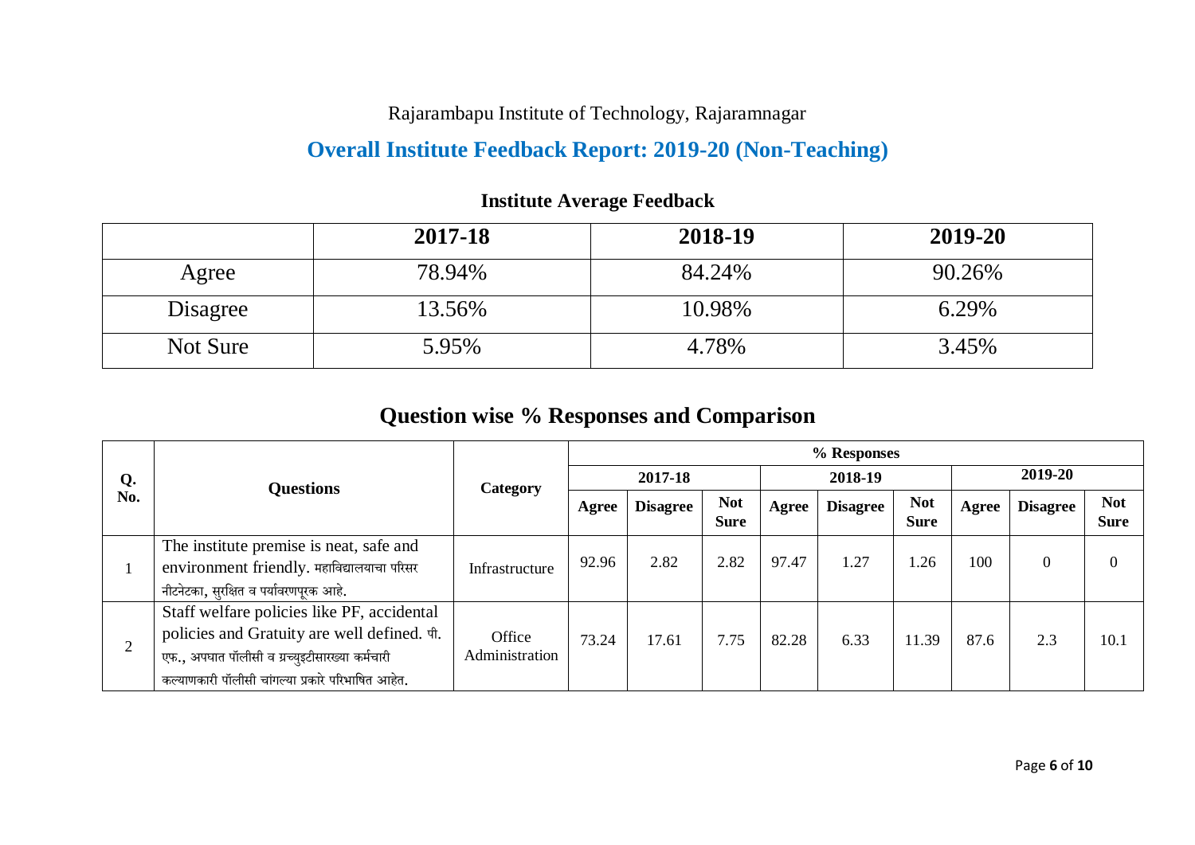Rajarambapu Institute of Technology, Rajaramnagar

## Overall Institute Feedback Report: 2019-20 (Non-Teaching)

### Institute Average Feedback

| | 2017-18 | 2018-19 | 2019-20 |
|---|---|---|---|
| Agree | 78.94% | 84.24% | 90.26% |
| Disagree | 13.56% | 10.98% | 6.29% |
| Not Sure | 5.95% | 4.78% | 3.45% |

## Question wise % Responses and Comparison

| Q. No. | Questions | Category | % Responses | | | | | | | | |
|---|---|---|---|---|---|---|---|---|---|---|---|
| | | | 2017-18 | | | 2018-19 | | | 2019-20 | | |
| | | | Agree | Disagree | Not Sure | Agree | Disagree | Not Sure | Agree | Disagree | Not Sure |
| 1 | The institute premise is neat, safe and environment friendly. महाविद्यालयाचा परिसर नीटनेटका, सुरक्षित व पर्यावरणपूरक आहे. | Infrastructure | 92.96 | 2.82 | 2.82 | 97.47 | 1.27 | 1.26 | 100 | 0 | 0 |
| 2 | Staff welfare policies like PF, accidental policies and Gratuity are well defined. पी. एफ., अपघात पॉलीसी व ग्रच्युइटीसारख्या कर्मचारी कल्याणकारी पॉलीसी चांगल्या प्रकारे परिभाषित आहेत. | Office Administration | 73.24 | 17.61 | 7.75 | 82.28 | 6.33 | 11.39 | 87.6 | 2.3 | 10.1 |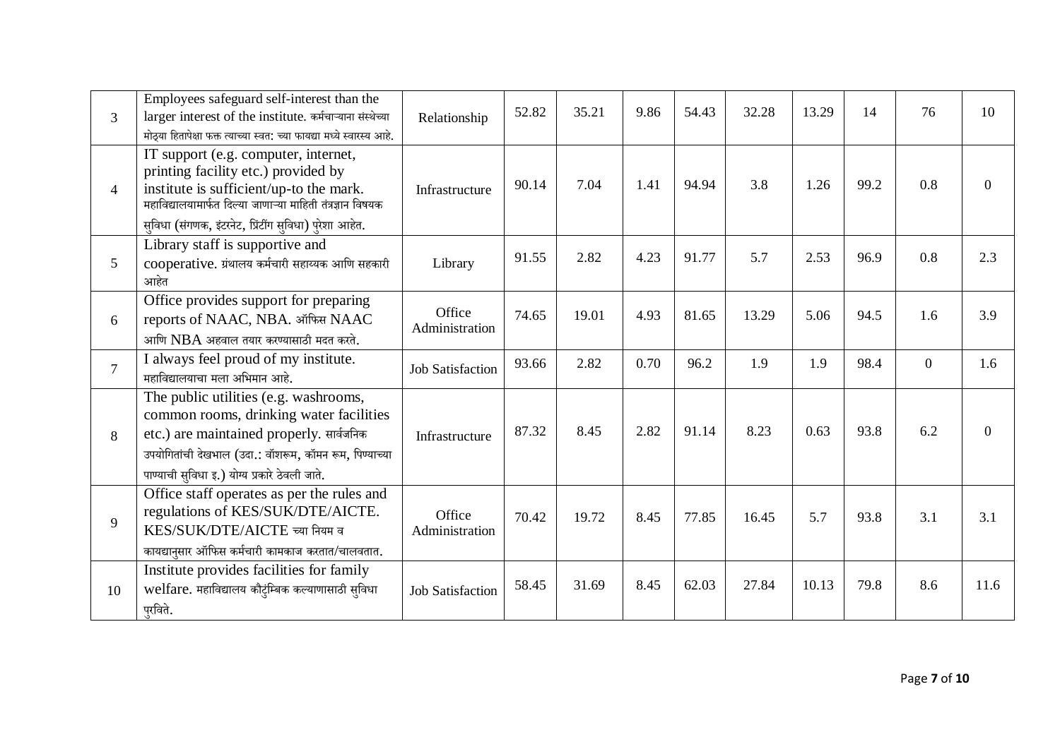| 3 | Employees safeguard self-interest than the larger interest of the institute. कर्मचाऱ्याना संस्थेच्या मोठ्या हितापेक्षा फक्त त्याच्या स्वत: च्या फायद्या मध्ये स्वारस्य आहे. | Relationship | 52.82 | 35.21 | 9.86 | 54.43 | 32.28 | 13.29 | 14 | 76 | 10 |
|---|---|---|---|---|---|---|---|---|---|---|---|
| 4 | IT support (e.g. computer, internet, printing facility etc.) provided by institute is sufficient/up-to the mark. महाविद्यालयामार्फत दिल्या जाणाऱ्या माहिती तंत्रज्ञान विषयक सुविधा (संगणक, इंटरनेट, प्रिंटींग सुविधा) पुरेशा आहेत. | Infrastructure | 90.14 | 7.04 | 1.41 | 94.94 | 3.8 | 1.26 | 99.2 | 0.8 | 0 |
| 5 | Library staff is supportive and cooperative. ग्रंथालय कर्मचारी सहाय्यक आणि सहकारी आहेत | Library | 91.55 | 2.82 | 4.23 | 91.77 | 5.7 | 2.53 | 96.9 | 0.8 | 2.3 |
| 6 | Office provides support for preparing reports of NAAC, NBA. ऑफिस NAAC आणि NBA अहवाल तयार करण्यासाठी मदत करते. | Office Administration | 74.65 | 19.01 | 4.93 | 81.65 | 13.29 | 5.06 | 94.5 | 1.6 | 3.9 |
| 7 | I always feel proud of my institute. महाविद्यालयाचा मला अभिमान आहे. | Job Satisfaction | 93.66 | 2.82 | 0.70 | 96.2 | 1.9 | 1.9 | 98.4 | 0 | 1.6 |
| 8 | The public utilities (e.g. washrooms, common rooms, drinking water facilities etc.) are maintained properly. सार्वजनिक उपयोगितांची देखभाल (उदा.: वॉशरूम, कॉमन रूम, पिण्याच्या पाण्याची सुविधा इ.) योग्य प्रकारे ठेवली जाते. | Infrastructure | 87.32 | 8.45 | 2.82 | 91.14 | 8.23 | 0.63 | 93.8 | 6.2 | 0 |
| 9 | Office staff operates as per the rules and regulations of KES/SUK/DTE/AICTE. KES/SUK/DTE/AICTE च्या नियम व कायद्यानुसार ऑफिस कर्मचारी कामकाज करतात/चालवतात. | Office Administration | 70.42 | 19.72 | 8.45 | 77.85 | 16.45 | 5.7 | 93.8 | 3.1 | 3.1 |
| 10 | Institute provides facilities for family welfare. महाविद्यालय कौटुंम्बिक कल्याणासाठी सुविधा पुरविते. | Job Satisfaction | 58.45 | 31.69 | 8.45 | 62.03 | 27.84 | 10.13 | 79.8 | 8.6 | 11.6 |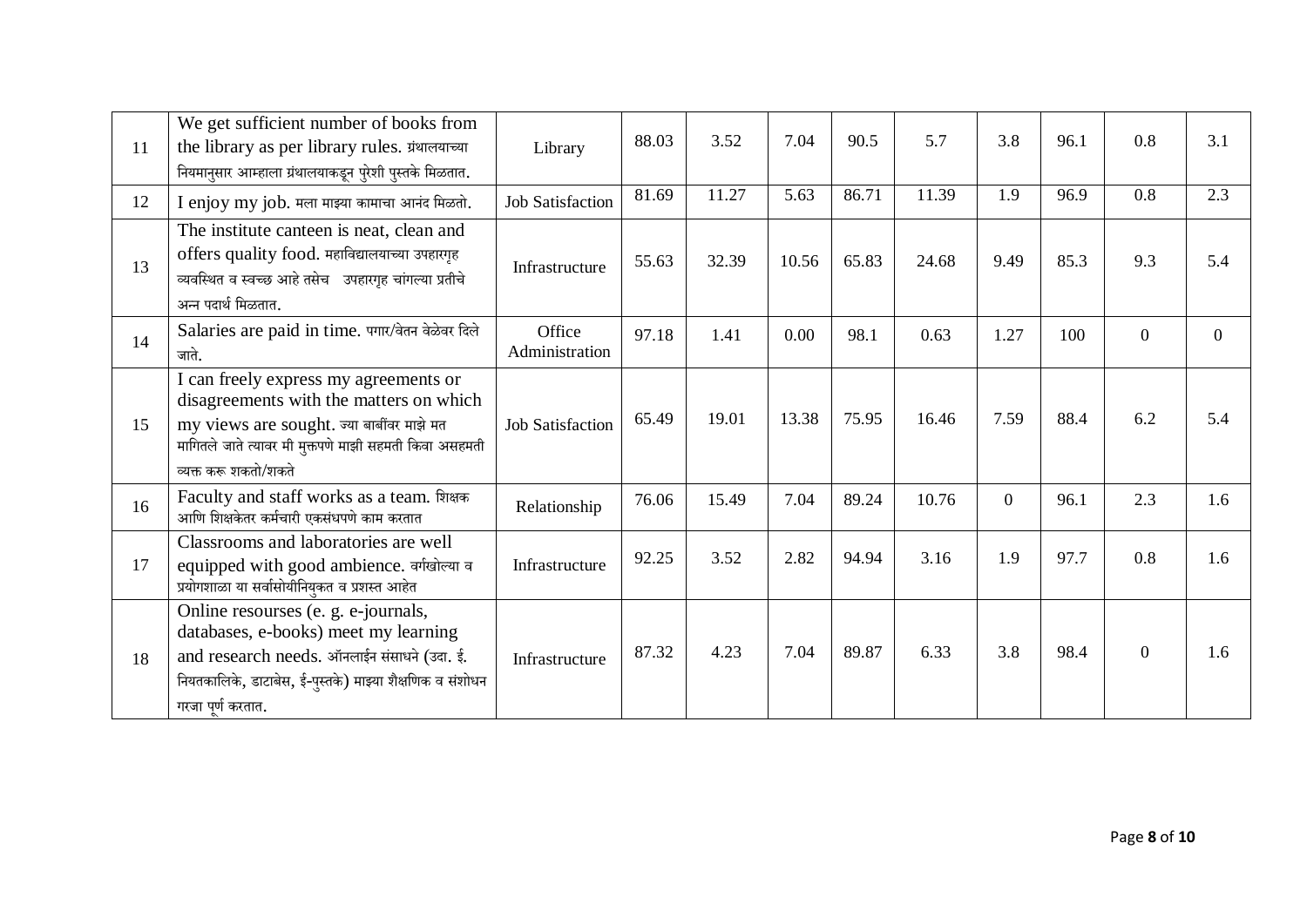| 11 | We get sufficient number of books from the library as per library rules. ग्रंथालयाच्या नियमानुसार आम्हाला ग्रंथालयाकडून पुरेशी पुस्तके मिळतात. | Library | 88.03 | 3.52 | 7.04 | 90.5 | 5.7 | 3.8 | 96.1 | 0.8 | 3.1 |
|---|---|---|---|---|---|---|---|---|---|---|---|
| 12 | I enjoy my job. मला माझ्या कामाचा आनंद मिळतो. | Job Satisfaction | 81.69 | 11.27 | 5.63 | 86.71 | 11.39 | 1.9 | 96.9 | 0.8 | 2.3 |
| 13 | The institute canteen is neat, clean and offers quality food. महाविद्यालयाच्या उपहारगृह व्यवस्थित व स्वच्छ आहे तसेच उपहारगृह चांगल्या प्रतीचे अन्न पदार्थ मिळतात. | Infrastructure | 55.63 | 32.39 | 10.56 | 65.83 | 24.68 | 9.49 | 85.3 | 9.3 | 5.4 |
| 14 | Salaries are paid in time. पगार/वेतन वेळेवर दिले जाते. | Office Administration | 97.18 | 1.41 | 0.00 | 98.1 | 0.63 | 1.27 | 100 | 0 | 0 |
| 15 | I can freely express my agreements or disagreements with the matters on which my views are sought. ज्या बाबींवर माझे मत मागितले जाते त्यावर मी मुक्तपणे माझी सहमती किंवा असहमती व्यक्त करू शकतो/शकते | Job Satisfaction | 65.49 | 19.01 | 13.38 | 75.95 | 16.46 | 7.59 | 88.4 | 6.2 | 5.4 |
| 16 | Faculty and staff works as a team. शिक्षक आणि शिक्षकेतर कर्मचारी एकसंघपणे काम करतात | Relationship | 76.06 | 15.49 | 7.04 | 89.24 | 10.76 | 0 | 96.1 | 2.3 | 1.6 |
| 17 | Classrooms and laboratories are well equipped with good ambience. वर्गखोल्या व प्रयोगशाळा या सर्वासोयीनियुक्त व प्रशस्त आहेत | Infrastructure | 92.25 | 3.52 | 2.82 | 94.94 | 3.16 | 1.9 | 97.7 | 0.8 | 1.6 |
| 18 | Online resourses (e. g. e-journals, databases, e-books) meet my learning and research needs. ऑनलाईन संसाधने (उदा. ई. नियतकालिके, डाटाबेस, ई-पुस्तके) माझ्या शैक्षणिक व संशोधन गरजा पूर्ण करतात. | Infrastructure | 87.32 | 4.23 | 7.04 | 89.87 | 6.33 | 3.8 | 98.4 | 0 | 1.6 |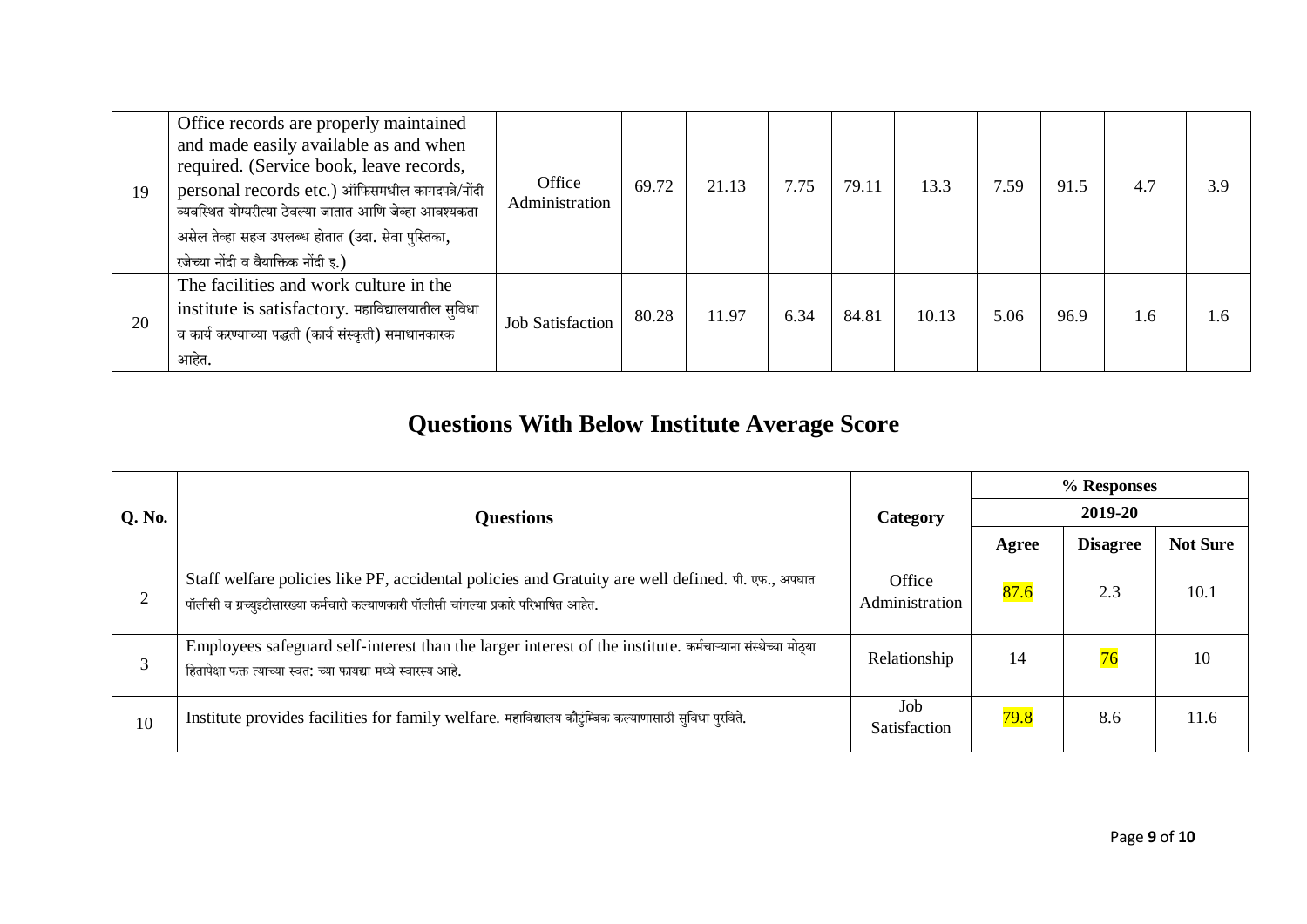| 19 | Office records are properly maintained and made easily available as and when required. (Service book, leave records, personal records etc.) ऑफिसमधील कागदपत्रे/नोंदी व्यवस्थित योग्यरीत्या ठेवल्या जातात आणि जेव्हा आवश्यकता असेल तेव्हा सहज उपलब्ध होतात (उदा. सेवा पुस्तिका, रजेच्या नोंदी व वैयक्तिक नोंदी इ.) | Office Administration | 69.72 | 21.13 | 7.75 | 79.11 | 13.3 | 7.59 | 91.5 | 4.7 | 3.9 |
|---|---|---|---|---|---|---|---|---|---|---|---|
| 20 | The facilities and work culture in the institute is satisfactory. महाविद्यालयातील सुविधा व कार्य करण्याच्या पद्धती (कार्य संस्कृती) समाधानकारक आहेत. | Job Satisfaction | 80.28 | 11.97 | 6.34 | 84.81 | 10.13 | 5.06 | 96.9 | 1.6 | 1.6 |

# Questions With Below Institute Average Score

| Q. No. | Questions | Category | % Responses | | |
|---|---|---|---|---|---|
| | | | 2019-20 | | |
| | | | Agree | Disagree | Not Sure |
| 2 | Staff welfare policies like PF, accidental policies and Gratuity are well defined. पी. एफ., अपघात पॉलीसी व ग्रच्युइटीसारख्या कर्मचारी कल्याणकारी पॉलीसी चांगल्या प्रकारे परिभाषित आहेत. | Office Administration | 87.6 | 2.3 | 10.1 |
| 3 | Employees safeguard self-interest than the larger interest of the institute. कर्मचाऱ्याना संस्थेच्या मोठ्या हितापेक्षा फक्त त्याच्या स्वत: च्या फायद्या मध्ये स्वारस्य आहे. | Relationship | 14 | 76 | 10 |
| 10 | Institute provides facilities for family welfare. महाविद्यालय कौटुंम्बिक कल्याणासाठी सुविधा पुरविते. | Job Satisfaction | 79.8 | 8.6 | 11.6 |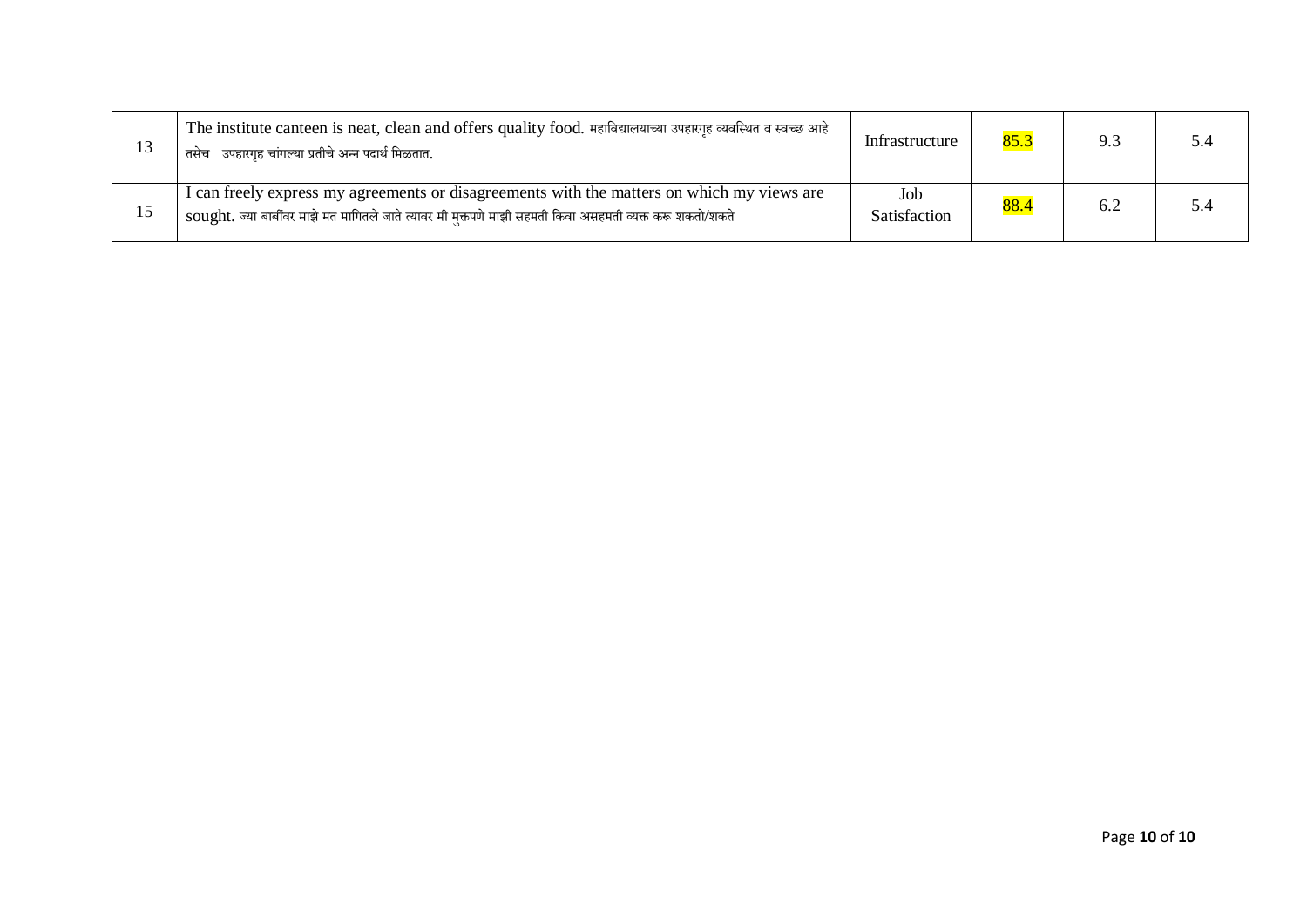| | | | | | |
|---|---|---|---|---|---|
| 13 | The institute canteen is neat, clean and offers quality food. महाविद्यालयाच्या उपहारगृह व्यवस्थित व स्वच्छ आहे तसेच उपहारगृह चांगल्या प्रतीचे अन्न पदार्थ मिळतात. | Infrastructure | 85.3 | 9.3 | 5.4 |
| 15 | I can freely express my agreements or disagreements with the matters on which my views are sought. ज्या बाबींवर माझे मत मागितले जाते त्यावर मी मुक्तपणे माझी सहमती किवा असहमती व्यक्त करू शकतो/शकते | Job Satisfaction | 88.4 | 6.2 | 5.4 |